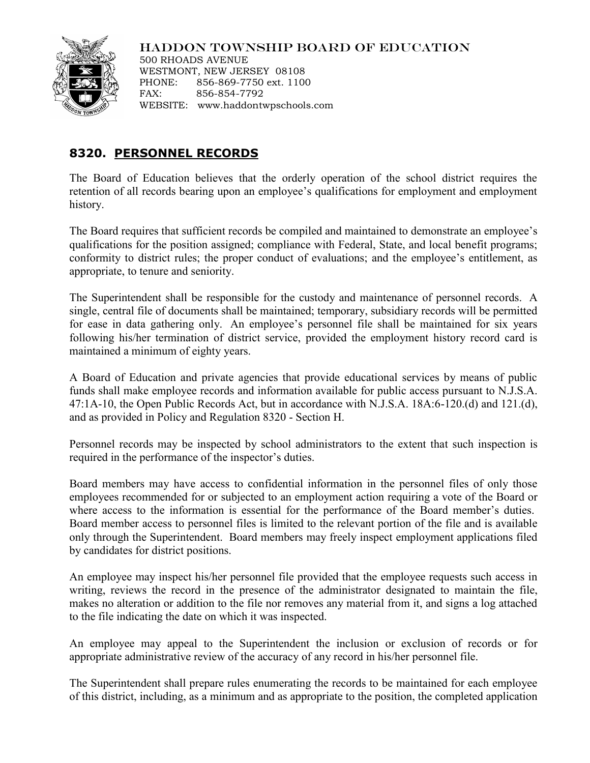HADDON TOWNSHIP BOARD OF EDUCATION

500 RHOADS AVENUE
WESTMONT, NEW JERSEY 08108
PHONE: 856-869-7750 ext. 1100
FAX: 856-854-7792
WEBSITE: www.haddontwpschools.com

## 8320. PERSONNEL RECORDS

The Board of Education believes that the orderly operation of the school district requires the retention of all records bearing upon an employee's qualifications for employment and employment history.

The Board requires that sufficient records be compiled and maintained to demonstrate an employee's qualifications for the position assigned; compliance with Federal, State, and local benefit programs; conformity to district rules; the proper conduct of evaluations; and the employee's entitlement, as appropriate, to tenure and seniority.

The Superintendent shall be responsible for the custody and maintenance of personnel records. A single, central file of documents shall be maintained; temporary, subsidiary records will be permitted for ease in data gathering only. An employee's personnel file shall be maintained for six years following his/her termination of district service, provided the employment history record card is maintained a minimum of eighty years.

A Board of Education and private agencies that provide educational services by means of public funds shall make employee records and information available for public access pursuant to N.J.S.A. 47:1A-10, the Open Public Records Act, but in accordance with N.J.S.A. 18A:6-120.(d) and 121.(d), and as provided in Policy and Regulation 8320 - Section H.

Personnel records may be inspected by school administrators to the extent that such inspection is required in the performance of the inspector's duties.

Board members may have access to confidential information in the personnel files of only those employees recommended for or subjected to an employment action requiring a vote of the Board or where access to the information is essential for the performance of the Board member's duties. Board member access to personnel files is limited to the relevant portion of the file and is available only through the Superintendent. Board members may freely inspect employment applications filed by candidates for district positions.

An employee may inspect his/her personnel file provided that the employee requests such access in writing, reviews the record in the presence of the administrator designated to maintain the file, makes no alteration or addition to the file nor removes any material from it, and signs a log attached to the file indicating the date on which it was inspected.

An employee may appeal to the Superintendent the inclusion or exclusion of records or for appropriate administrative review of the accuracy of any record in his/her personnel file.

The Superintendent shall prepare rules enumerating the records to be maintained for each employee of this district, including, as a minimum and as appropriate to the position, the completed application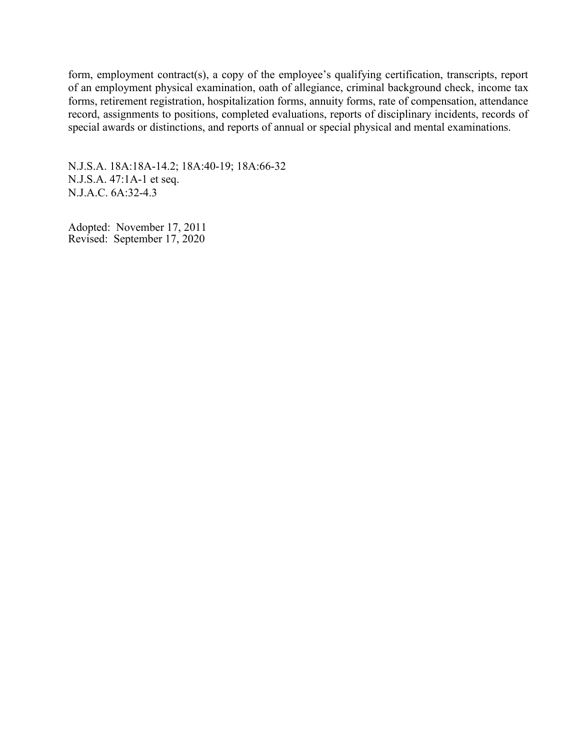form, employment contract(s), a copy of the employee's qualifying certification, transcripts, report of an employment physical examination, oath of allegiance, criminal background check, income tax forms, retirement registration, hospitalization forms, annuity forms, rate of compensation, attendance record, assignments to positions, completed evaluations, reports of disciplinary incidents, records of special awards or distinctions, and reports of annual or special physical and mental examinations.

N.J.S.A. 18A:18A-14.2; 18A:40-19; 18A:66-32
N.J.S.A. 47:1A-1 et seq.
N.J.A.C. 6A:32-4.3

Adopted: November 17, 2011
Revised: September 17, 2020